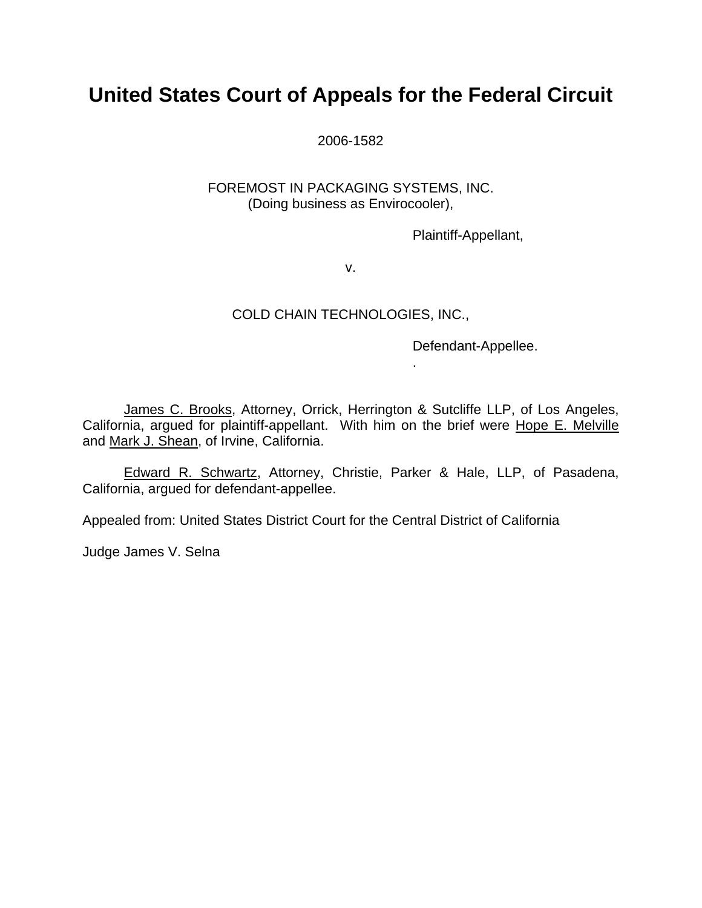# United States Court of Appeals for the Federal Circuit

2006-1582

FOREMOST IN PACKAGING SYSTEMS, INC.
(Doing business as Envirocooler),

Plaintiff-Appellant,

v.

COLD CHAIN TECHNOLOGIES, INC.,

Defendant-Appellee.

.

James C. Brooks, Attorney, Orrick, Herrington & Sutcliffe LLP, of Los Angeles, California, argued for plaintiff-appellant. With him on the brief were Hope E. Melville and Mark J. Shean, of Irvine, California.

Edward R. Schwartz, Attorney, Christie, Parker & Hale, LLP, of Pasadena, California, argued for defendant-appellee.

Appealed from: United States District Court for the Central District of California

Judge James V. Selna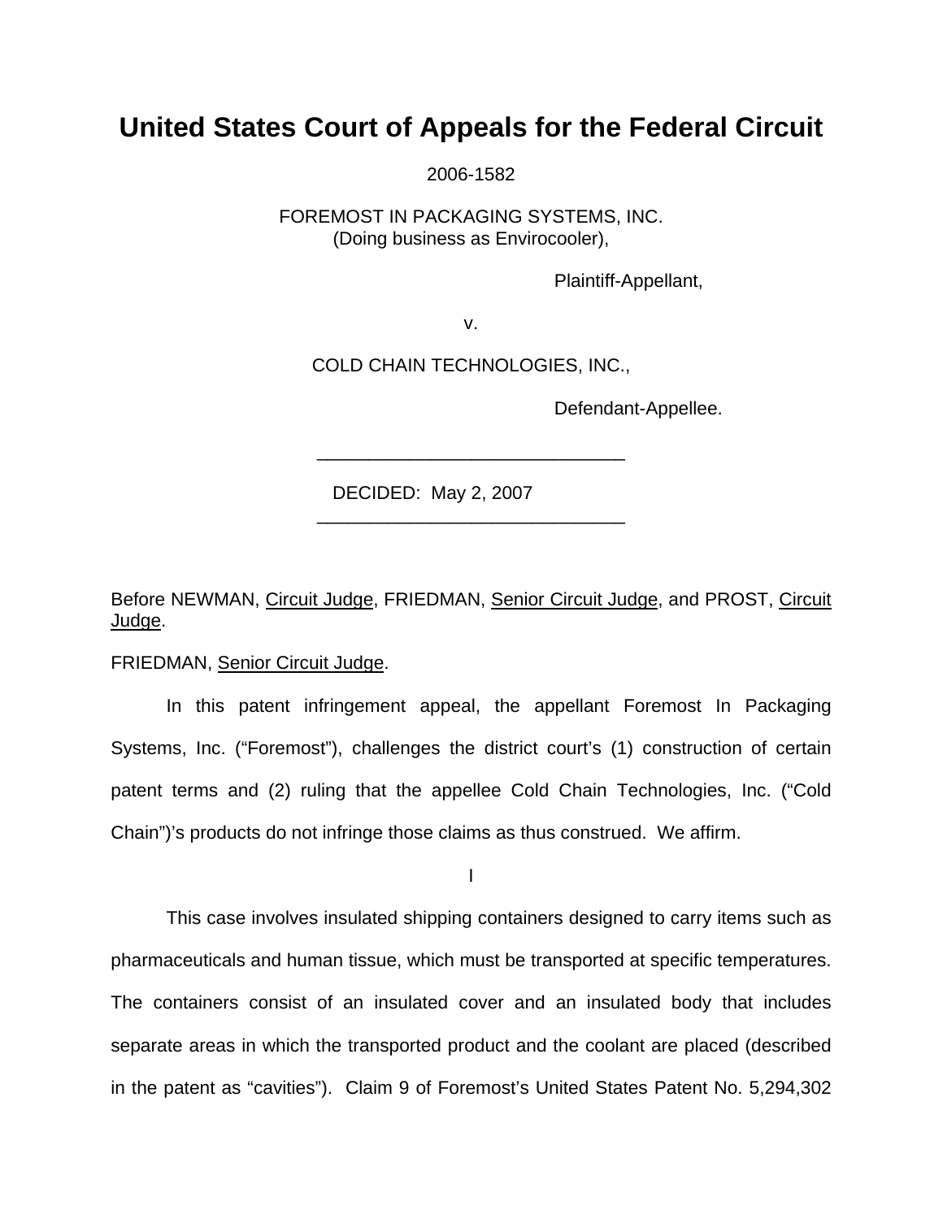# United States Court of Appeals for the Federal Circuit

2006-1582

FOREMOST IN PACKAGING SYSTEMS, INC.
(Doing business as Envirocooler),

Plaintiff-Appellant,

v.

COLD CHAIN TECHNOLOGIES, INC.,

Defendant-Appellee.

---

DECIDED: May 2, 2007

---

Before NEWMAN, Circuit Judge, FRIEDMAN, Senior Circuit Judge, and PROST, Circuit Judge.

FRIEDMAN, Senior Circuit Judge.

In this patent infringement appeal, the appellant Foremost In Packaging Systems, Inc. ("Foremost"), challenges the district court's (1) construction of certain patent terms and (2) ruling that the appellee Cold Chain Technologies, Inc. ("Cold Chain")'s products do not infringe those claims as thus construed. We affirm.

I

This case involves insulated shipping containers designed to carry items such as pharmaceuticals and human tissue, which must be transported at specific temperatures. The containers consist of an insulated cover and an insulated body that includes separate areas in which the transported product and the coolant are placed (described in the patent as "cavities"). Claim 9 of Foremost's United States Patent No. 5,294,302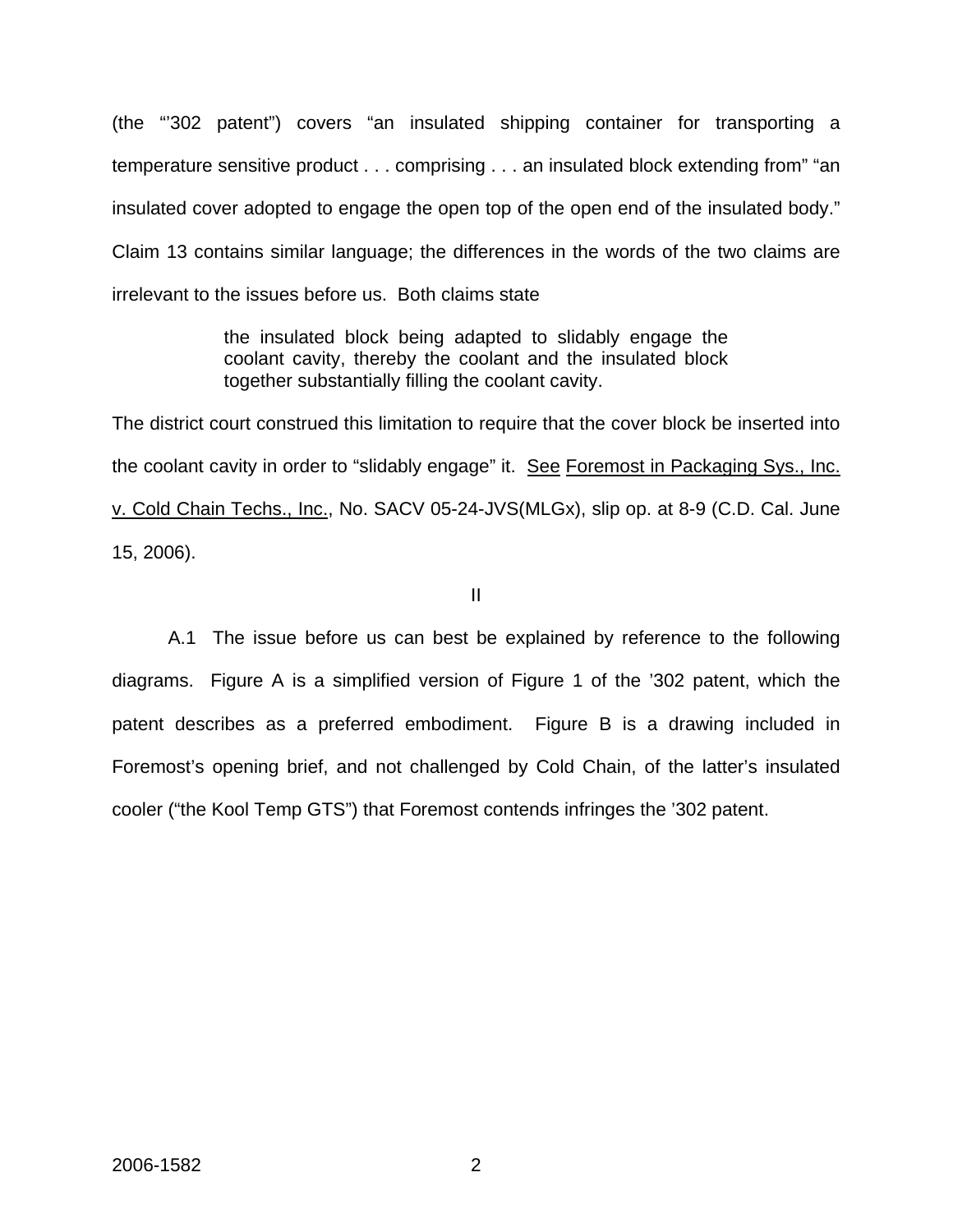(the "'302 patent") covers "an insulated shipping container for transporting a temperature sensitive product . . . comprising . . . an insulated block extending from" "an insulated cover adopted to engage the open top of the open end of the insulated body." Claim 13 contains similar language; the differences in the words of the two claims are irrelevant to the issues before us. Both claims state

> the insulated block being adapted to slidably engage the coolant cavity, thereby the coolant and the insulated block together substantially filling the coolant cavity.

The district court construed this limitation to require that the cover block be inserted into the coolant cavity in order to "slidably engage" it. See Foremost in Packaging Sys., Inc. v. Cold Chain Techs., Inc., No. SACV 05-24-JVS(MLGx), slip op. at 8-9 (C.D. Cal. June 15, 2006).

## II

A.1 The issue before us can best be explained by reference to the following diagrams. Figure A is a simplified version of Figure 1 of the '302 patent, which the patent describes as a preferred embodiment. Figure B is a drawing included in Foremost's opening brief, and not challenged by Cold Chain, of the latter's insulated cooler ("the Kool Temp GTS") that Foremost contends infringes the '302 patent.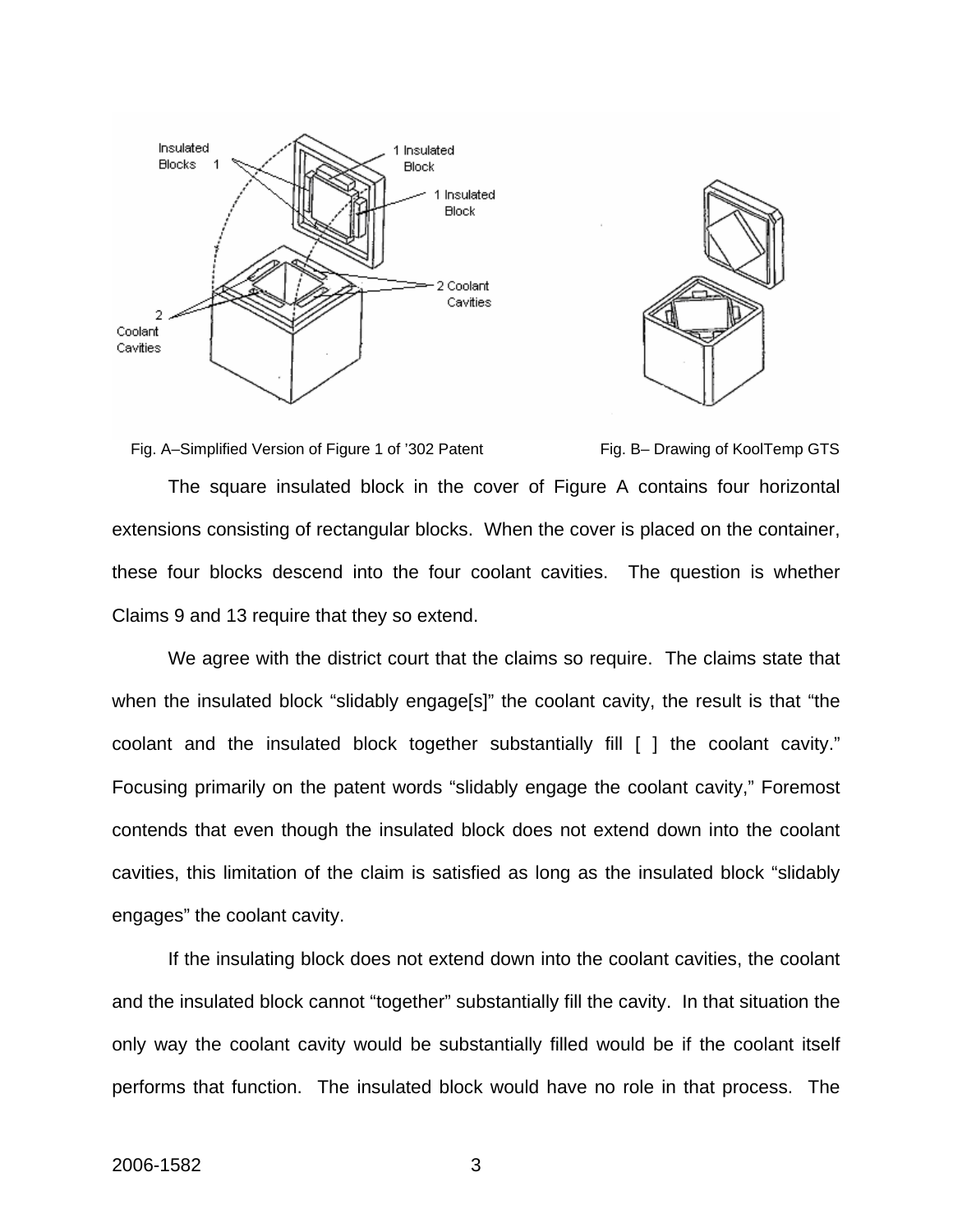Fig. A–Simplified Version of Figure 1 of '302 Patent

Fig. B– Drawing of KoolTemp GTS

The square insulated block in the cover of Figure A contains four horizontal extensions consisting of rectangular blocks. When the cover is placed on the container, these four blocks descend into the four coolant cavities. The question is whether Claims 9 and 13 require that they so extend.

We agree with the district court that the claims so require. The claims state that when the insulated block "slidably engage[s]" the coolant cavity, the result is that "the coolant and the insulated block together substantially fill [ ] the coolant cavity." Focusing primarily on the patent words "slidably engage the coolant cavity," Foremost contends that even though the insulated block does not extend down into the coolant cavities, this limitation of the claim is satisfied as long as the insulated block "slidably engages" the coolant cavity.

If the insulating block does not extend down into the coolant cavities, the coolant and the insulated block cannot "together" substantially fill the cavity. In that situation the only way the coolant cavity would be substantially filled would be if the coolant itself performs that function. The insulated block would have no role in that process. The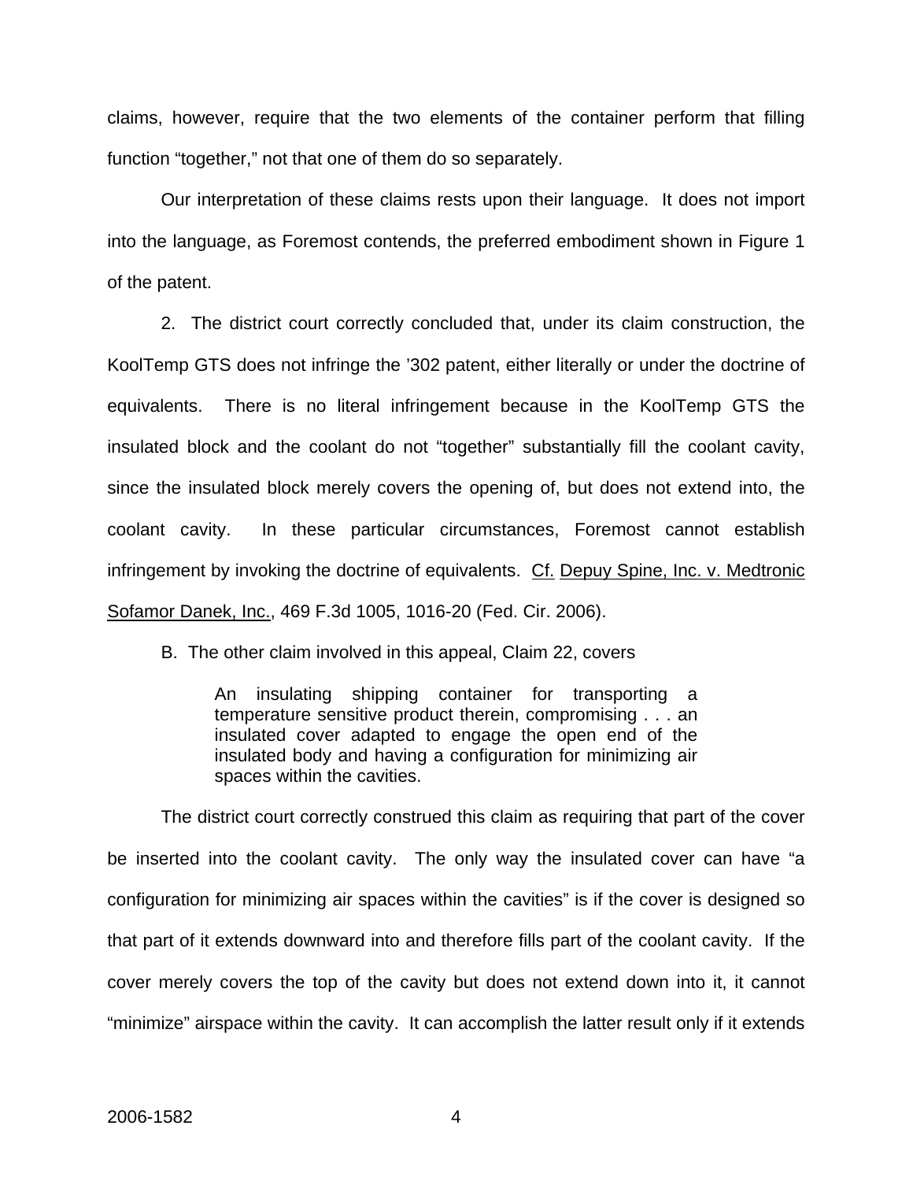claims, however, require that the two elements of the container perform that filling function "together," not that one of them do so separately.

Our interpretation of these claims rests upon their language. It does not import into the language, as Foremost contends, the preferred embodiment shown in Figure 1 of the patent.

2. The district court correctly concluded that, under its claim construction, the KoolTemp GTS does not infringe the '302 patent, either literally or under the doctrine of equivalents. There is no literal infringement because in the KoolTemp GTS the insulated block and the coolant do not "together" substantially fill the coolant cavity, since the insulated block merely covers the opening of, but does not extend into, the coolant cavity. In these particular circumstances, Foremost cannot establish infringement by invoking the doctrine of equivalents. Cf. Depuy Spine, Inc. v. Medtronic Sofamor Danek, Inc., 469 F.3d 1005, 1016-20 (Fed. Cir. 2006).

B. The other claim involved in this appeal, Claim 22, covers

> An insulating shipping container for transporting a temperature sensitive product therein, compromising . . . an insulated cover adapted to engage the open end of the insulated body and having a configuration for minimizing air spaces within the cavities.

The district court correctly construed this claim as requiring that part of the cover be inserted into the coolant cavity. The only way the insulated cover can have "a configuration for minimizing air spaces within the cavities" is if the cover is designed so that part of it extends downward into and therefore fills part of the coolant cavity. If the cover merely covers the top of the cavity but does not extend down into it, it cannot "minimize" airspace within the cavity. It can accomplish the latter result only if it extends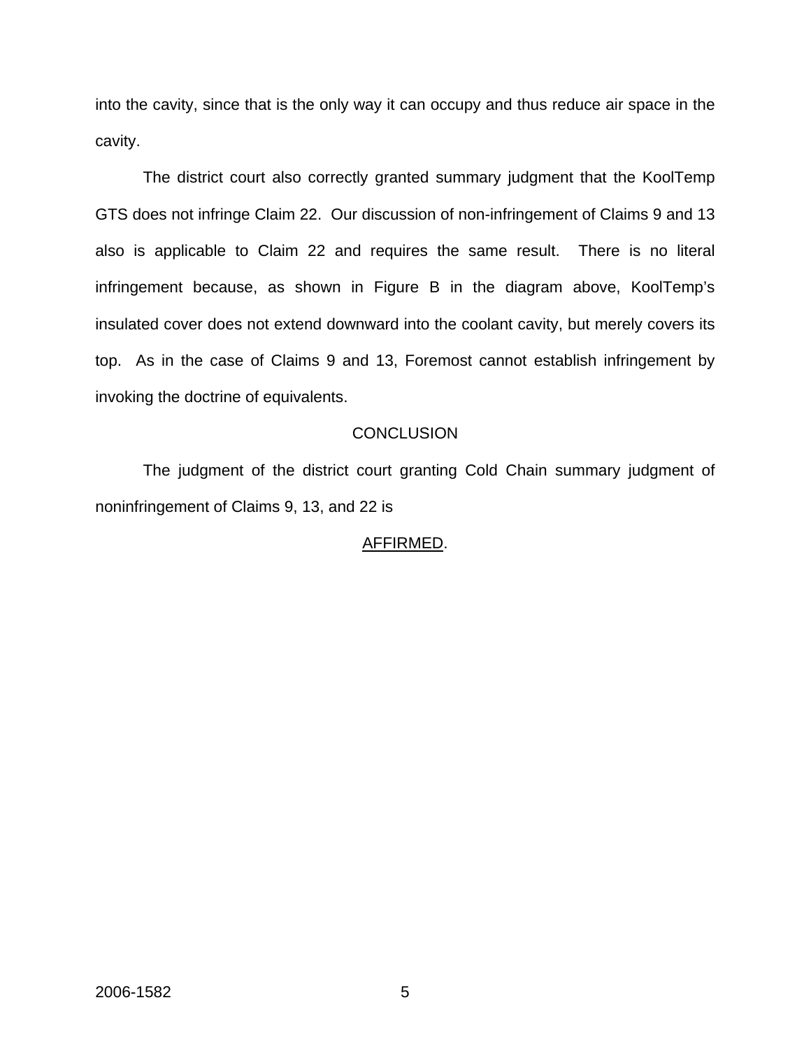into the cavity, since that is the only way it can occupy and thus reduce air space in the cavity.

The district court also correctly granted summary judgment that the KoolTemp GTS does not infringe Claim 22. Our discussion of non-infringement of Claims 9 and 13 also is applicable to Claim 22 and requires the same result. There is no literal infringement because, as shown in Figure B in the diagram above, KoolTemp's insulated cover does not extend downward into the coolant cavity, but merely covers its top. As in the case of Claims 9 and 13, Foremost cannot establish infringement by invoking the doctrine of equivalents.

## CONCLUSION

The judgment of the district court granting Cold Chain summary judgment of noninfringement of Claims 9, 13, and 22 is

AFFIRMED.